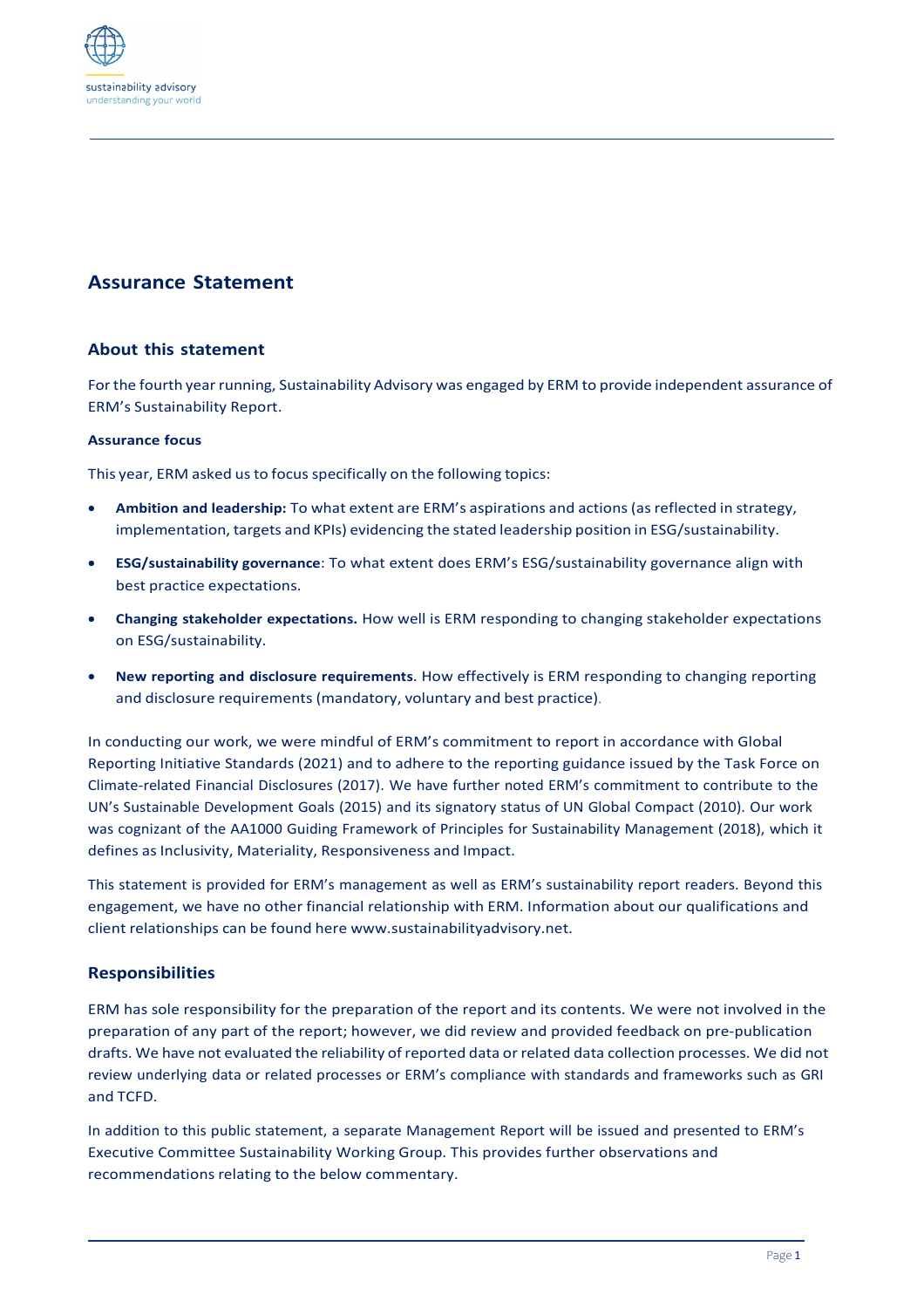# Assurance Statement

## About this statement

For the fourth year running, Sustainability Advisory was engaged by ERM to provide independent assurance of ERM's Sustainability Report.

### Assurance focus

This year, ERM asked us to focus specifically on the following topics:

- **Ambition and leadership:** To what extent are ERM's aspirations and actions (as reflected in strategy, implementation, targets and KPIs) evidencing the stated leadership position in ESG/sustainability.
- **ESG/sustainability governance**: To what extent does ERM's ESG/sustainability governance align with best practice expectations.
- **Changing stakeholder expectations.** How well is ERM responding to changing stakeholder expectations on ESG/sustainability.
- **New reporting and disclosure requirements**. How effectively is ERM responding to changing reporting and disclosure requirements (mandatory, voluntary and best practice).

In conducting our work, we were mindful of ERM's commitment to report in accordance with Global Reporting Initiative Standards (2021) and to adhere to the reporting guidance issued by the Task Force on Climate-related Financial Disclosures (2017). We have further noted ERM's commitment to contribute to the UN's Sustainable Development Goals (2015) and its signatory status of UN Global Compact (2010). Our work was cognizant of the AA1000 Guiding Framework of Principles for Sustainability Management (2018), which it defines as Inclusivity, Materiality, Responsiveness and Impact.

This statement is provided for ERM's management as well as ERM's sustainability report readers. Beyond this engagement, we have no other financial relationship with ERM. Information about our qualifications and client relationships can be found here www.sustainabilityadvisory.net.

## Responsibilities

ERM has sole responsibility for the preparation of the report and its contents. We were not involved in the preparation of any part of the report; however, we did review and provided feedback on pre-publication drafts. We have not evaluated the reliability of reported data or related data collection processes. We did not review underlying data or related processes or ERM's compliance with standards and frameworks such as GRI and TCFD.

In addition to this public statement, a separate Management Report will be issued and presented to ERM's Executive Committee Sustainability Working Group. This provides further observations and recommendations relating to the below commentary.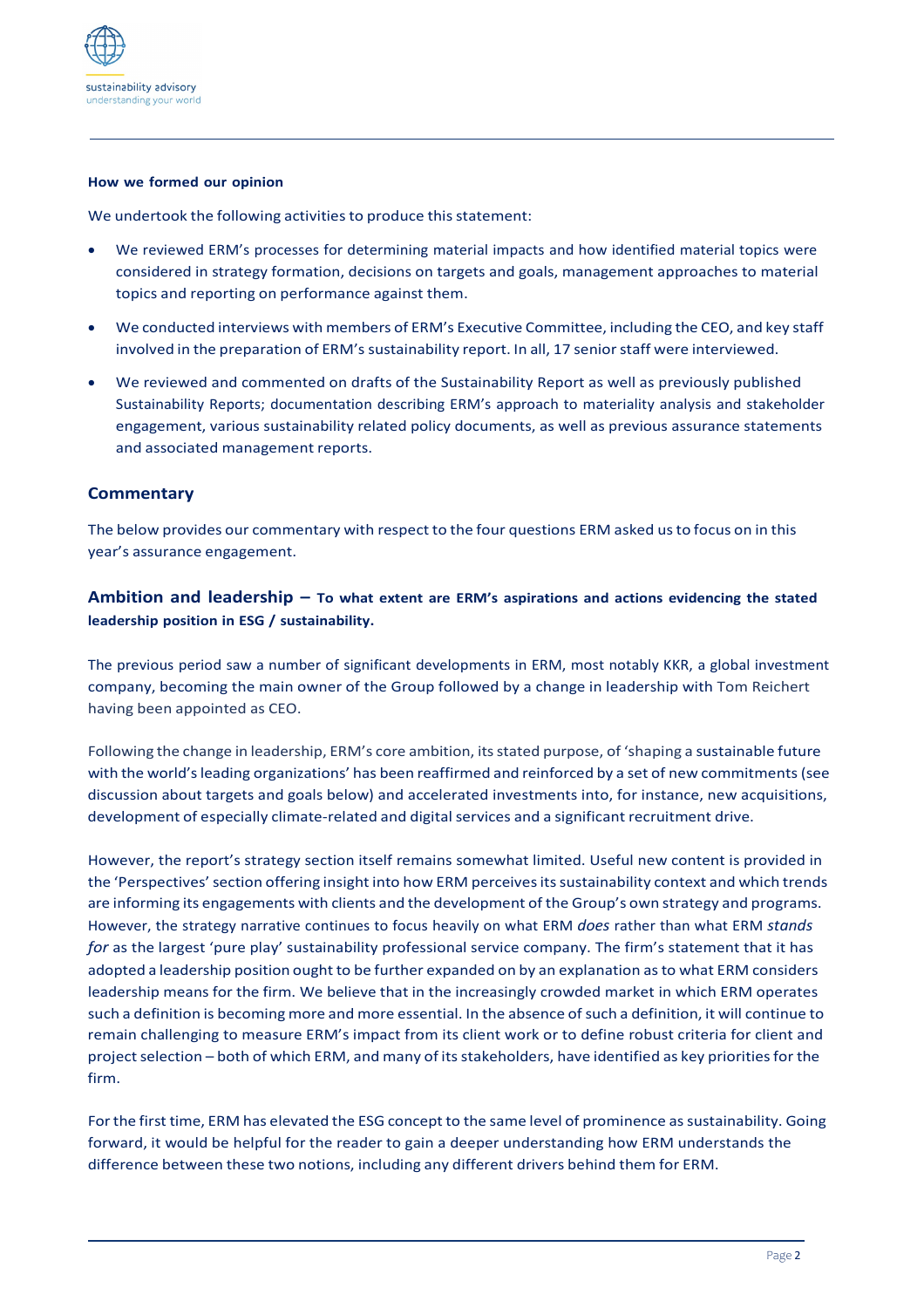**How we formed our opinion**

We undertook the following activities to produce this statement:

- We reviewed ERM's processes for determining material impacts and how identified material topics were considered in strategy formation, decisions on targets and goals, management approaches to material topics and reporting on performance against them.
- We conducted interviews with members of ERM's Executive Committee, including the CEO, and key staff involved in the preparation of ERM's sustainability report. In all, 17 senior staff were interviewed.
- We reviewed and commented on drafts of the Sustainability Report as well as previously published Sustainability Reports; documentation describing ERM's approach to materiality analysis and stakeholder engagement, various sustainability related policy documents, as well as previous assurance statements and associated management reports.

## Commentary

The below provides our commentary with respect to the four questions ERM asked us to focus on in this year's assurance engagement.

### Ambition and leadership – To what extent are ERM's aspirations and actions evidencing the stated leadership position in ESG / sustainability.

The previous period saw a number of significant developments in ERM, most notably KKR, a global investment company, becoming the main owner of the Group followed by a change in leadership with Tom Reichert having been appointed as CEO.

Following the change in leadership, ERM's core ambition, its stated purpose, of 'shaping a sustainable future with the world's leading organizations' has been reaffirmed and reinforced by a set of new commitments (see discussion about targets and goals below) and accelerated investments into, for instance, new acquisitions, development of especially climate-related and digital services and a significant recruitment drive.

However, the report's strategy section itself remains somewhat limited. Useful new content is provided in the 'Perspectives' section offering insight into how ERM perceives its sustainability context and which trends are informing its engagements with clients and the development of the Group's own strategy and programs. However, the strategy narrative continues to focus heavily on what ERM *does* rather than what ERM *stands for* as the largest 'pure play' sustainability professional service company. The firm's statement that it has adopted a leadership position ought to be further expanded on by an explanation as to what ERM considers leadership means for the firm. We believe that in the increasingly crowded market in which ERM operates such a definition is becoming more and more essential. In the absence of such a definition, it will continue to remain challenging to measure ERM's impact from its client work or to define robust criteria for client and project selection – both of which ERM, and many of its stakeholders, have identified as key priorities for the firm.

For the first time, ERM has elevated the ESG concept to the same level of prominence as sustainability. Going forward, it would be helpful for the reader to gain a deeper understanding how ERM understands the difference between these two notions, including any different drivers behind them for ERM.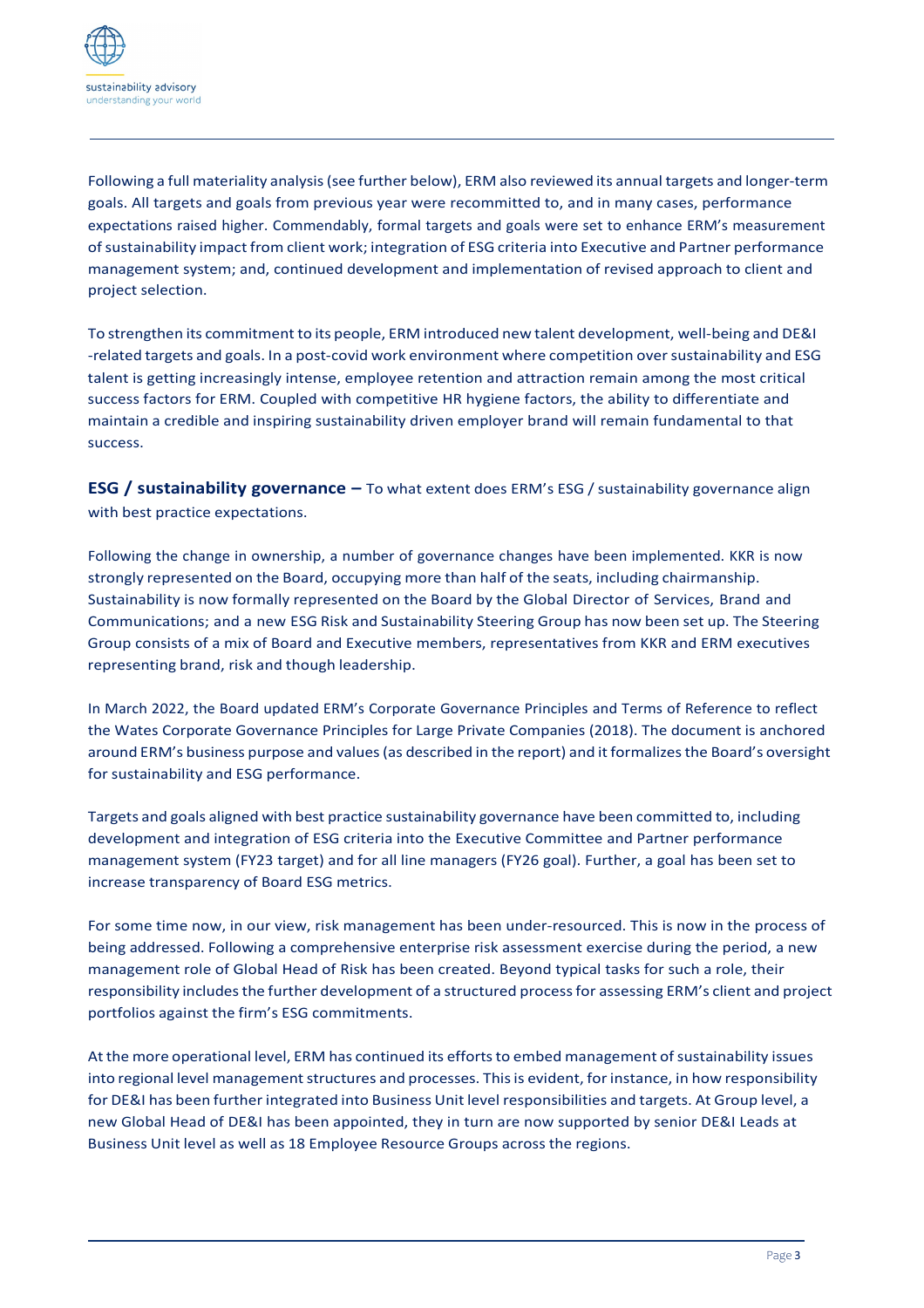Following a full materiality analysis (see further below), ERM also reviewed its annual targets and longer-term goals. All targets and goals from previous year were recommitted to, and in many cases, performance expectations raised higher. Commendably, formal targets and goals were set to enhance ERM's measurement of sustainability impact from client work; integration of ESG criteria into Executive and Partner performance management system; and, continued development and implementation of revised approach to client and project selection.

To strengthen its commitment to its people, ERM introduced new talent development, well-being and DE&I -related targets and goals. In a post-covid work environment where competition over sustainability and ESG talent is getting increasingly intense, employee retention and attraction remain among the most critical success factors for ERM. Coupled with competitive HR hygiene factors, the ability to differentiate and maintain a credible and inspiring sustainability driven employer brand will remain fundamental to that success.

**ESG / sustainability governance –** To what extent does ERM's ESG / sustainability governance align with best practice expectations.

Following the change in ownership, a number of governance changes have been implemented. KKR is now strongly represented on the Board, occupying more than half of the seats, including chairmanship. Sustainability is now formally represented on the Board by the Global Director of Services, Brand and Communications; and a new ESG Risk and Sustainability Steering Group has now been set up. The Steering Group consists of a mix of Board and Executive members, representatives from KKR and ERM executives representing brand, risk and though leadership.

In March 2022, the Board updated ERM's Corporate Governance Principles and Terms of Reference to reflect the Wates Corporate Governance Principles for Large Private Companies (2018). The document is anchored around ERM's business purpose and values (as described in the report) and it formalizes the Board's oversight for sustainability and ESG performance.

Targets and goals aligned with best practice sustainability governance have been committed to, including development and integration of ESG criteria into the Executive Committee and Partner performance management system (FY23 target) and for all line managers (FY26 goal). Further, a goal has been set to increase transparency of Board ESG metrics.

For some time now, in our view, risk management has been under-resourced. This is now in the process of being addressed. Following a comprehensive enterprise risk assessment exercise during the period, a new management role of Global Head of Risk has been created. Beyond typical tasks for such a role, their responsibility includes the further development of a structured process for assessing ERM's client and project portfolios against the firm's ESG commitments.

At the more operational level, ERM has continued its efforts to embed management of sustainability issues into regional level management structures and processes. This is evident, for instance, in how responsibility for DE&I has been further integrated into Business Unit level responsibilities and targets. At Group level, a new Global Head of DE&I has been appointed, they in turn are now supported by senior DE&I Leads at Business Unit level as well as 18 Employee Resource Groups across the regions.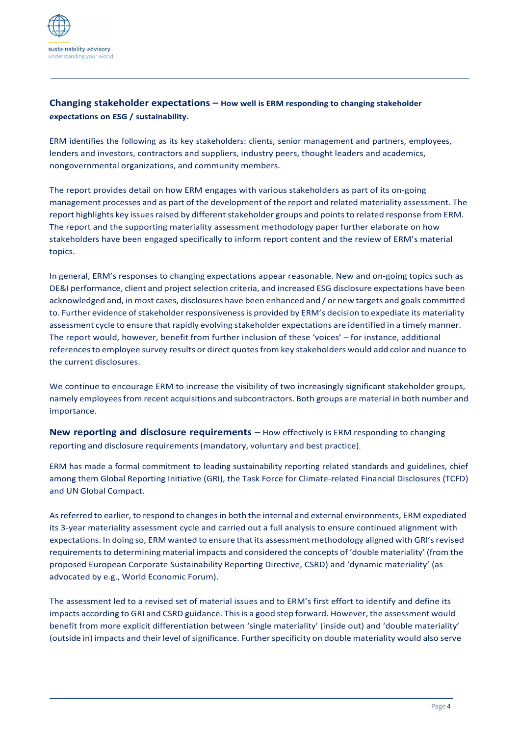**Changing stakeholder expectations – How well is ERM responding to changing stakeholder expectations on ESG / sustainability.**

ERM identifies the following as its key stakeholders: clients, senior management and partners, employees, lenders and investors, contractors and suppliers, industry peers, thought leaders and academics, nongovernmental organizations, and community members.

The report provides detail on how ERM engages with various stakeholders as part of its on-going management processes and as part of the development of the report and related materiality assessment. The report highlights key issues raised by different stakeholder groups and points to related response from ERM. The report and the supporting materiality assessment methodology paper further elaborate on how stakeholders have been engaged specifically to inform report content and the review of ERM's material topics.

In general, ERM's responses to changing expectations appear reasonable. New and on-going topics such as DE&I performance, client and project selection criteria, and increased ESG disclosure expectations have been acknowledged and, in most cases, disclosures have been enhanced and / or new targets and goals committed to. Further evidence of stakeholder responsiveness is provided by ERM's decision to expediate its materiality assessment cycle to ensure that rapidly evolving stakeholder expectations are identified in a timely manner. The report would, however, benefit from further inclusion of these 'voices' – for instance, additional references to employee survey results or direct quotes from key stakeholders would add color and nuance to the current disclosures.

We continue to encourage ERM to increase the visibility of two increasingly significant stakeholder groups, namely employees from recent acquisitions and subcontractors. Both groups are material in both number and importance.

**New reporting and disclosure requirements** – How effectively is ERM responding to changing reporting and disclosure requirements (mandatory, voluntary and best practice).

ERM has made a formal commitment to leading sustainability reporting related standards and guidelines, chief among them Global Reporting Initiative (GRI), the Task Force for Climate-related Financial Disclosures (TCFD) and UN Global Compact.

As referred to earlier, to respond to changes in both the internal and external environments, ERM expediated its 3-year materiality assessment cycle and carried out a full analysis to ensure continued alignment with expectations. In doing so, ERM wanted to ensure that its assessment methodology aligned with GRI's revised requirements to determining material impacts and considered the concepts of 'double materiality' (from the proposed European Corporate Sustainability Reporting Directive, CSRD) and 'dynamic materiality' (as advocated by e.g., World Economic Forum).

The assessment led to a revised set of material issues and to ERM's first effort to identify and define its impacts according to GRI and CSRD guidance. This is a good step forward. However, the assessment would benefit from more explicit differentiation between 'single materiality' (inside out) and 'double materiality' (outside in) impacts and their level of significance. Further specificity on double materiality would also serve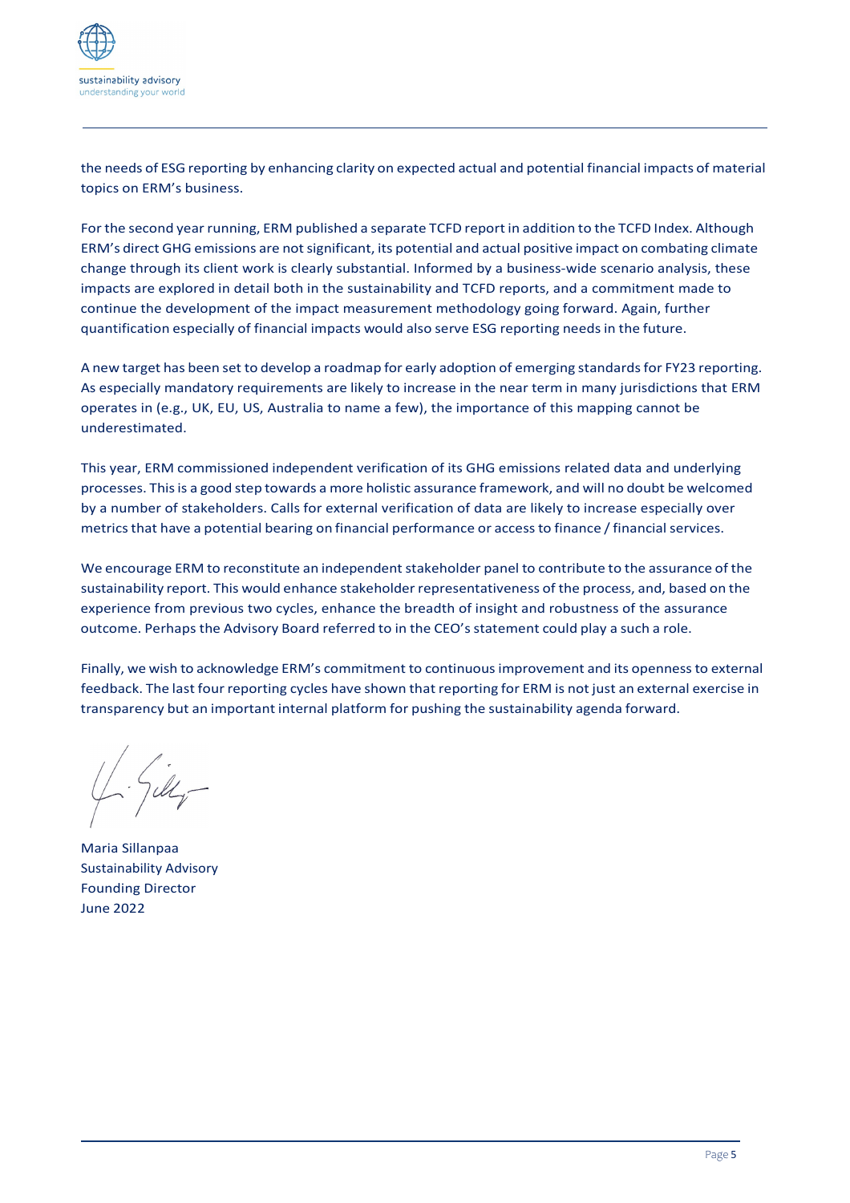the needs of ESG reporting by enhancing clarity on expected actual and potential financial impacts of material topics on ERM's business.

For the second year running, ERM published a separate TCFD report in addition to the TCFD Index. Although ERM's direct GHG emissions are not significant, its potential and actual positive impact on combating climate change through its client work is clearly substantial. Informed by a business-wide scenario analysis, these impacts are explored in detail both in the sustainability and TCFD reports, and a commitment made to continue the development of the impact measurement methodology going forward. Again, further quantification especially of financial impacts would also serve ESG reporting needs in the future.

A new target has been set to develop a roadmap for early adoption of emerging standards for FY23 reporting. As especially mandatory requirements are likely to increase in the near term in many jurisdictions that ERM operates in (e.g., UK, EU, US, Australia to name a few), the importance of this mapping cannot be underestimated.

This year, ERM commissioned independent verification of its GHG emissions related data and underlying processes. This is a good step towards a more holistic assurance framework, and will no doubt be welcomed by a number of stakeholders. Calls for external verification of data are likely to increase especially over metrics that have a potential bearing on financial performance or access to finance / financial services.

We encourage ERM to reconstitute an independent stakeholder panel to contribute to the assurance of the sustainability report. This would enhance stakeholder representativeness of the process, and, based on the experience from previous two cycles, enhance the breadth of insight and robustness of the assurance outcome. Perhaps the Advisory Board referred to in the CEO's statement could play a such a role.

Finally, we wish to acknowledge ERM's commitment to continuous improvement and its openness to external feedback. The last four reporting cycles have shown that reporting for ERM is not just an external exercise in transparency but an important internal platform for pushing the sustainability agenda forward.

Maria Sillanpaa
Sustainability Advisory
Founding Director
June 2022